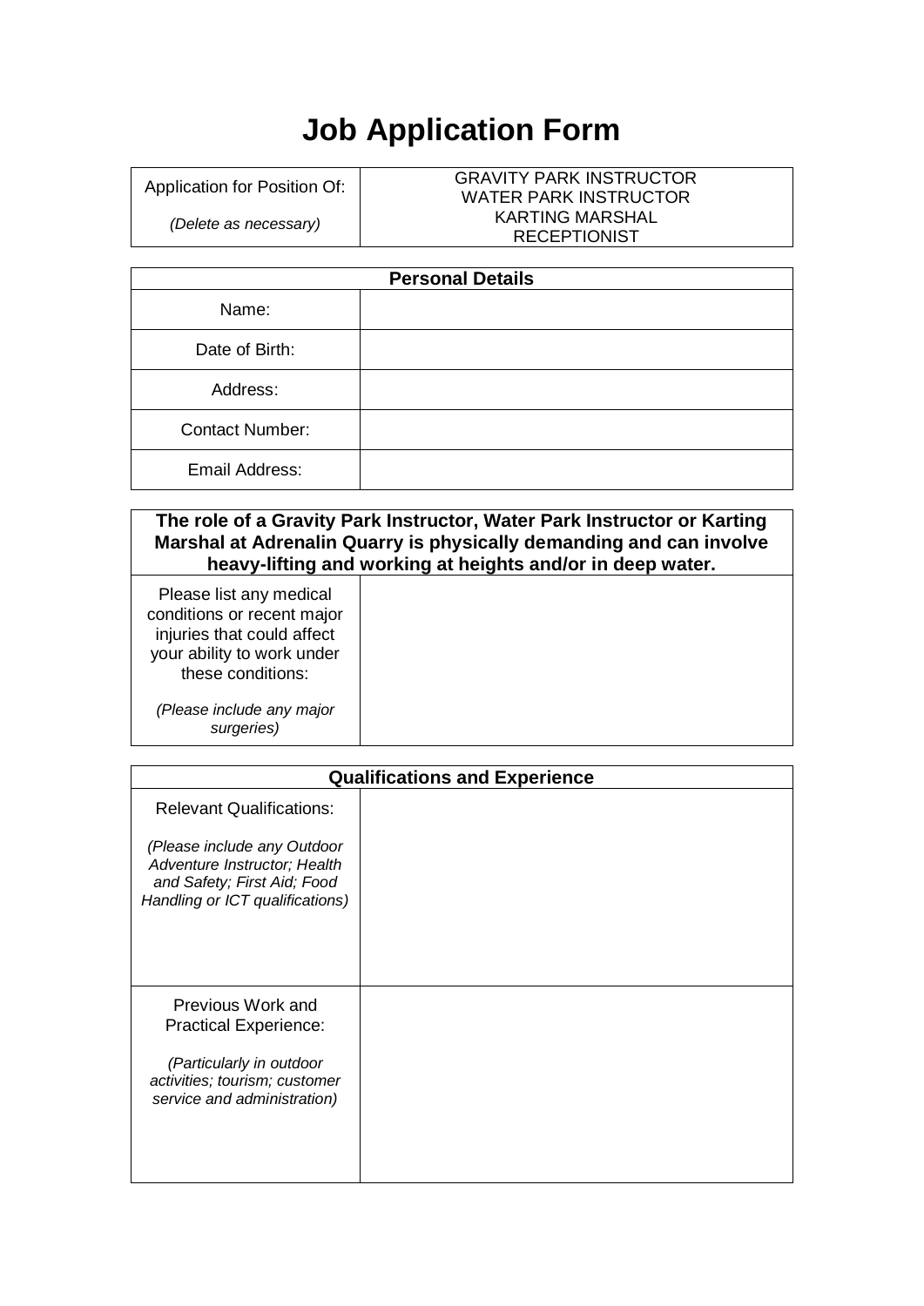# Job Application Form

| Application for Position Of:<br><br>*(Delete as necessary)* | GRAVITY PARK INSTRUCTOR<br>WATER PARK INSTRUCTOR<br>KARTING MARSHAL<br>RECEPTIONIST |
|---|---|

| **Personal Details** | |
|---|---|
| Name: | |
| Date of Birth: | |
| Address: | |
| Contact Number: | |
| Email Address: | |

| **The role of a Gravity Park Instructor, Water Park Instructor or Karting Marshal at Adrenalin Quarry is physically demanding and can involve heavy-lifting and working at heights and/or in deep water.** | |
|---|---|
| Please list any medical conditions or recent major injuries that could affect your ability to work under these conditions:<br><br>*(Please include any major surgeries)* | |

| **Qualifications and Experience** | |
|---|---|
| Relevant Qualifications:<br><br>*(Please include any Outdoor Adventure Instructor; Health and Safety; First Aid; Food Handling or ICT qualifications)* | |
| Previous Work and Practical Experience:<br><br>*(Particularly in outdoor activities; tourism; customer service and administration)* | |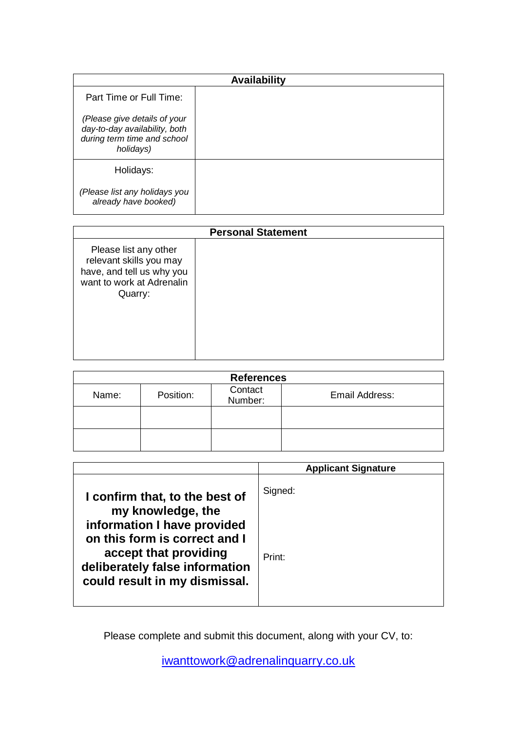| Availability | |
|---|---|
| Part Time or Full Time:<br><br>*(Please give details of your day-to-day availability, both during term time and school holidays)* | |
| Holidays:<br><br>*(Please list any holidays you already have booked)* | |

| Personal Statement | |
|---|---|
| Please list any other relevant skills you may have, and tell us why you want to work at Adrenalin Quarry: | |

| References | | | |
|---|---|---|---|
| Name: | Position: | Contact Number: | Email Address: |
| | | | |
| | | | |

| | Applicant Signature |
|---|---|
| **I confirm that, to the best of my knowledge, the information I have provided on this form is correct and I accept that providing deliberately false information could result in my dismissal.** | Signed:<br><br>Print: |

Please complete and submit this document, along with your CV, to:

iwanttowork@adrenalinquarry.co.uk